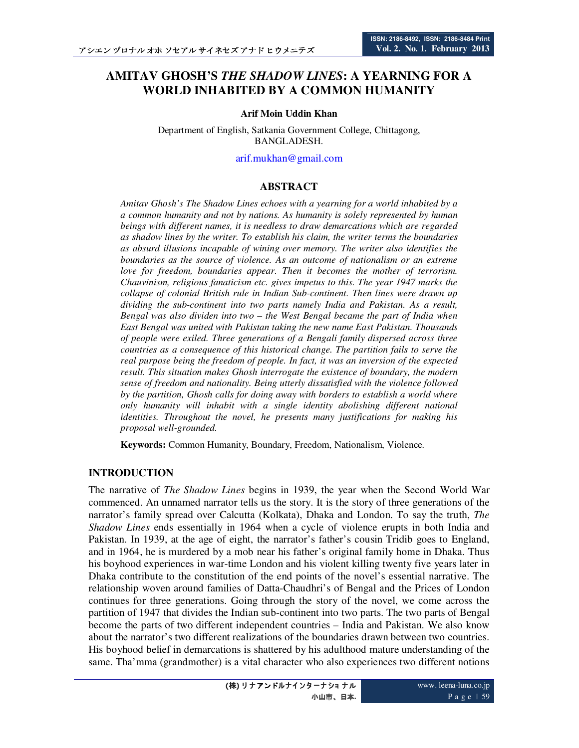# AMITAV GHOSH'S *THE SHADOW LINES*: A YEARNING FOR A WORLD INHABITED BY A COMMON HUMANITY

**Arif Moin Uddin Khan**

Department of English, Satkania Government College, Chittagong, BANGLADESH.

arif.mukhan@gmail.com

## ABSTRACT

*Amitav Ghosh's The Shadow Lines echoes with a yearning for a world inhabited by a a common humanity and not by nations. As humanity is solely represented by human beings with different names, it is needless to draw demarcations which are regarded as shadow lines by the writer. To establish his claim, the writer terms the boundaries as absurd illusions incapable of wining over memory. The writer also identifies the boundaries as the source of violence. As an outcome of nationalism or an extreme love for freedom, boundaries appear. Then it becomes the mother of terrorism. Chauvinism, religious fanaticism etc. gives impetus to this. The year 1947 marks the collapse of colonial British rule in Indian Sub-continent. Then lines were drawn up dividing the sub-continent into two parts namely India and Pakistan. As a result, Bengal was also dividen into two – the West Bengal became the part of India when East Bengal was united with Pakistan taking the new name East Pakistan. Thousands of people were exiled. Three generations of a Bengali family dispersed across three countries as a consequence of this historical change. The partition fails to serve the real purpose being the freedom of people. In fact, it was an inversion of the expected result. This situation makes Ghosh interrogate the existence of boundary, the modern sense of freedom and nationality. Being utterly dissatisfied with the violence followed by the partition, Ghosh calls for doing away with borders to establish a world where only humanity will inhabit with a single identity abolishing different national identities. Throughout the novel, he presents many justifications for making his proposal well-grounded.*

**Keywords:** Common Humanity, Boundary, Freedom, Nationalism, Violence.

## INTRODUCTION

The narrative of *The Shadow Lines* begins in 1939, the year when the Second World War commenced. An unnamed narrator tells us the story. It is the story of three generations of the narrator's family spread over Calcutta (Kolkata), Dhaka and London. To say the truth, *The Shadow Lines* ends essentially in 1964 when a cycle of violence erupts in both India and Pakistan. In 1939, at the age of eight, the narrator's father's cousin Tridib goes to England, and in 1964, he is murdered by a mob near his father's original family home in Dhaka. Thus his boyhood experiences in war-time London and his violent killing twenty five years later in Dhaka contribute to the constitution of the end points of the novel's essential narrative. The relationship woven around families of Datta-Chaudhri's of Bengal and the Prices of London continues for three generations. Going through the story of the novel, we come across the partition of 1947 that divides the Indian sub-continent into two parts. The two parts of Bengal become the parts of two different independent countries – India and Pakistan. We also know about the narrator's two different realizations of the boundaries drawn between two countries. His boyhood belief in demarcations is shattered by his adulthood mature understanding of the same. Tha'mma (grandmother) is a vital character who also experiences two different notions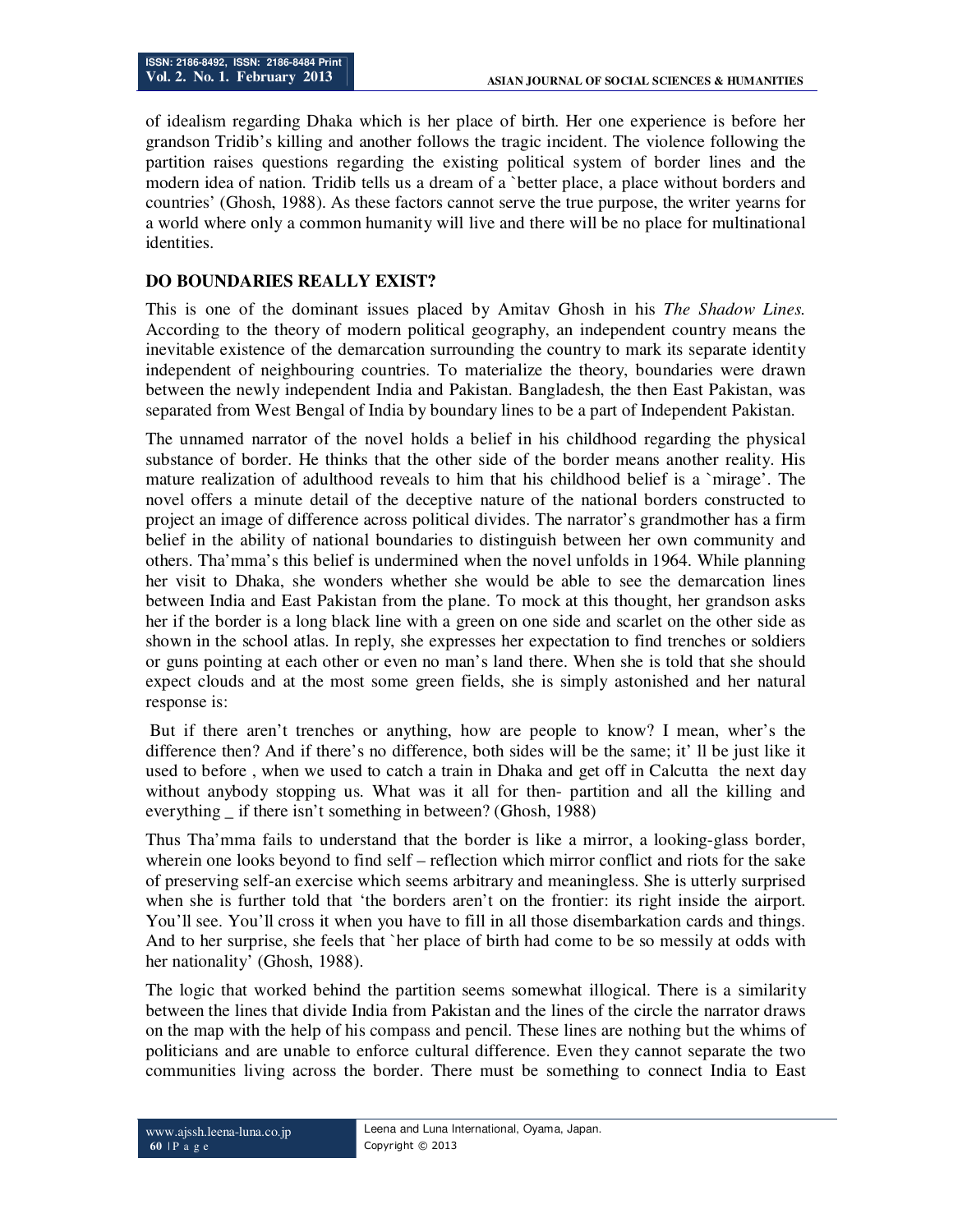of idealism regarding Dhaka which is her place of birth. Her one experience is before her grandson Tridib's killing and another follows the tragic incident. The violence following the partition raises questions regarding the existing political system of border lines and the modern idea of nation. Tridib tells us a dream of a `better place, a place without borders and countries' (Ghosh, 1988). As these factors cannot serve the true purpose, the writer yearns for a world where only a common humanity will live and there will be no place for multinational identities.

## DO BOUNDARIES REALLY EXIST?

This is one of the dominant issues placed by Amitav Ghosh in his *The Shadow Lines.* According to the theory of modern political geography, an independent country means the inevitable existence of the demarcation surrounding the country to mark its separate identity independent of neighbouring countries. To materialize the theory, boundaries were drawn between the newly independent India and Pakistan. Bangladesh, the then East Pakistan, was separated from West Bengal of India by boundary lines to be a part of Independent Pakistan.

The unnamed narrator of the novel holds a belief in his childhood regarding the physical substance of border. He thinks that the other side of the border means another reality. His mature realization of adulthood reveals to him that his childhood belief is a `mirage'. The novel offers a minute detail of the deceptive nature of the national borders constructed to project an image of difference across political divides. The narrator's grandmother has a firm belief in the ability of national boundaries to distinguish between her own community and others. Tha'mma's this belief is undermined when the novel unfolds in 1964. While planning her visit to Dhaka, she wonders whether she would be able to see the demarcation lines between India and East Pakistan from the plane. To mock at this thought, her grandson asks her if the border is a long black line with a green on one side and scarlet on the other side as shown in the school atlas. In reply, she expresses her expectation to find trenches or soldiers or guns pointing at each other or even no man's land there. When she is told that she should expect clouds and at the most some green fields, she is simply astonished and her natural response is:

But if there aren't trenches or anything, how are people to know? I mean, wher's the difference then? And if there's no difference, both sides will be the same; it' ll be just like it used to before , when we used to catch a train in Dhaka and get off in Calcutta the next day without anybody stopping us. What was it all for then- partition and all the killing and everything _ if there isn't something in between? (Ghosh, 1988)

Thus Tha'mma fails to understand that the border is like a mirror, a looking-glass border, wherein one looks beyond to find self – reflection which mirror conflict and riots for the sake of preserving self-an exercise which seems arbitrary and meaningless. She is utterly surprised when she is further told that 'the borders aren't on the frontier: its right inside the airport. You'll see. You'll cross it when you have to fill in all those disembarkation cards and things. And to her surprise, she feels that `her place of birth had come to be so messily at odds with her nationality' (Ghosh, 1988).

The logic that worked behind the partition seems somewhat illogical. There is a similarity between the lines that divide India from Pakistan and the lines of the circle the narrator draws on the map with the help of his compass and pencil. These lines are nothing but the whims of politicians and are unable to enforce cultural difference. Even they cannot separate the two communities living across the border. There must be something to connect India to East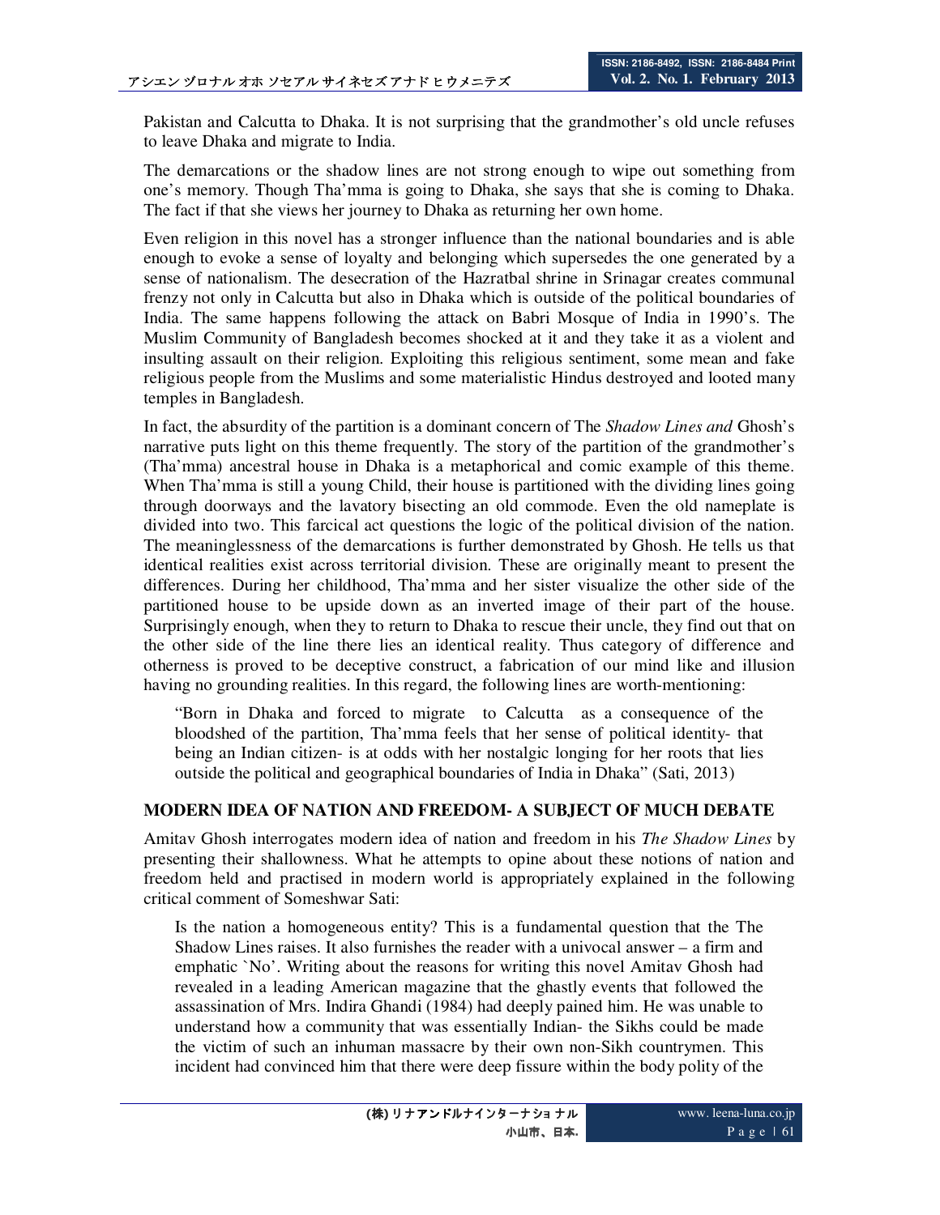Pakistan and Calcutta to Dhaka. It is not surprising that the grandmother's old uncle refuses to leave Dhaka and migrate to India.

The demarcations or the shadow lines are not strong enough to wipe out something from one's memory. Though Tha'mma is going to Dhaka, she says that she is coming to Dhaka. The fact if that she views her journey to Dhaka as returning her own home.

Even religion in this novel has a stronger influence than the national boundaries and is able enough to evoke a sense of loyalty and belonging which supersedes the one generated by a sense of nationalism. The desecration of the Hazratbal shrine in Srinagar creates communal frenzy not only in Calcutta but also in Dhaka which is outside of the political boundaries of India. The same happens following the attack on Babri Mosque of India in 1990's. The Muslim Community of Bangladesh becomes shocked at it and they take it as a violent and insulting assault on their religion. Exploiting this religious sentiment, some mean and fake religious people from the Muslims and some materialistic Hindus destroyed and looted many temples in Bangladesh.

In fact, the absurdity of the partition is a dominant concern of The *Shadow Lines and* Ghosh's narrative puts light on this theme frequently. The story of the partition of the grandmother's (Tha'mma) ancestral house in Dhaka is a metaphorical and comic example of this theme. When Tha'mma is still a young Child, their house is partitioned with the dividing lines going through doorways and the lavatory bisecting an old commode. Even the old nameplate is divided into two. This farcical act questions the logic of the political division of the nation. The meaninglessness of the demarcations is further demonstrated by Ghosh. He tells us that identical realities exist across territorial division. These are originally meant to present the differences. During her childhood, Tha'mma and her sister visualize the other side of the partitioned house to be upside down as an inverted image of their part of the house. Surprisingly enough, when they to return to Dhaka to rescue their uncle, they find out that on the other side of the line there lies an identical reality. Thus category of difference and otherness is proved to be deceptive construct, a fabrication of our mind like and illusion having no grounding realities. In this regard, the following lines are worth-mentioning:

> "Born in Dhaka and forced to migrate to Calcutta as a consequence of the bloodshed of the partition, Tha'mma feels that her sense of political identity- that being an Indian citizen- is at odds with her nostalgic longing for her roots that lies outside the political and geographical boundaries of India in Dhaka" (Sati, 2013)

## MODERN IDEA OF NATION AND FREEDOM- A SUBJECT OF MUCH DEBATE

Amitav Ghosh interrogates modern idea of nation and freedom in his *The Shadow Lines* by presenting their shallowness. What he attempts to opine about these notions of nation and freedom held and practised in modern world is appropriately explained in the following critical comment of Someshwar Sati:

> Is the nation a homogeneous entity? This is a fundamental question that the The Shadow Lines raises. It also furnishes the reader with a univocal answer – a firm and emphatic `No'. Writing about the reasons for writing this novel Amitav Ghosh had revealed in a leading American magazine that the ghastly events that followed the assassination of Mrs. Indira Ghandi (1984) had deeply pained him. He was unable to understand how a community that was essentially Indian- the Sikhs could be made the victim of such an inhuman massacre by their own non-Sikh countrymen. This incident had convinced him that there were deep fissure within the body polity of the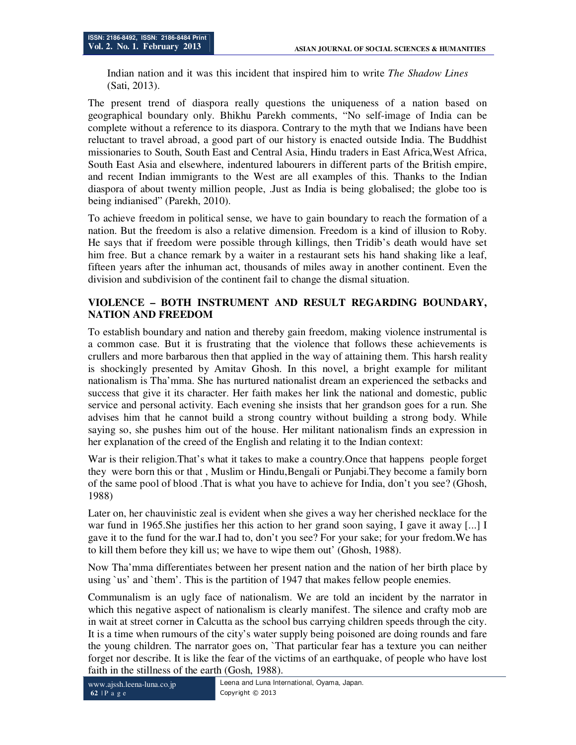Indian nation and it was this incident that inspired him to write *The Shadow Lines* (Sati, 2013).

The present trend of diaspora really questions the uniqueness of a nation based on geographical boundary only. Bhikhu Parekh comments, "No self-image of India can be complete without a reference to its diaspora. Contrary to the myth that we Indians have been reluctant to travel abroad, a good part of our history is enacted outside India. The Buddhist missionaries to South, South East and Central Asia, Hindu traders in East Africa,West Africa, South East Asia and elsewhere, indentured labourers in different parts of the British empire, and recent Indian immigrants to the West are all examples of this. Thanks to the Indian diaspora of about twenty million people, .Just as India is being globalised; the globe too is being indianised" (Parekh, 2010).

To achieve freedom in political sense, we have to gain boundary to reach the formation of a nation. But the freedom is also a relative dimension. Freedom is a kind of illusion to Roby. He says that if freedom were possible through killings, then Tridib's death would have set him free. But a chance remark by a waiter in a restaurant sets his hand shaking like a leaf, fifteen years after the inhuman act, thousands of miles away in another continent. Even the division and subdivision of the continent fail to change the dismal situation.

## VIOLENCE – BOTH INSTRUMENT AND RESULT REGARDING BOUNDARY, NATION AND FREEDOM

To establish boundary and nation and thereby gain freedom, making violence instrumental is a common case. But it is frustrating that the violence that follows these achievements is crullers and more barbarous then that applied in the way of attaining them. This harsh reality is shockingly presented by Amitav Ghosh. In this novel, a bright example for militant nationalism is Tha'mma. She has nurtured nationalist dream an experienced the setbacks and success that give it its character. Her faith makes her link the national and domestic, public service and personal activity. Each evening she insists that her grandson goes for a run. She advises him that he cannot build a strong country without building a strong body. While saying so, she pushes him out of the house. Her militant nationalism finds an expression in her explanation of the creed of the English and relating it to the Indian context:

War is their religion.That's what it takes to make a country.Once that happens people forget they were born this or that , Muslim or Hindu,Bengali or Punjabi.They become a family born of the same pool of blood .That is what you have to achieve for India, don't you see? (Ghosh, 1988)

Later on, her chauvinistic zeal is evident when she gives a way her cherished necklace for the war fund in 1965.She justifies her this action to her grand soon saying, I gave it away [...] I gave it to the fund for the war.I had to, don't you see? For your sake; for your fredom.We has to kill them before they kill us; we have to wipe them out' (Ghosh, 1988).

Now Tha'mma differentiates between her present nation and the nation of her birth place by using `us' and `them'. This is the partition of 1947 that makes fellow people enemies.

Communalism is an ugly face of nationalism. We are told an incident by the narrator in which this negative aspect of nationalism is clearly manifest. The silence and crafty mob are in wait at street corner in Calcutta as the school bus carrying children speeds through the city. It is a time when rumours of the city's water supply being poisoned are doing rounds and fare the young children. The narrator goes on, `That particular fear has a texture you can neither forget nor describe. It is like the fear of the victims of an earthquake, of people who have lost faith in the stillness of the earth (Gosh, 1988).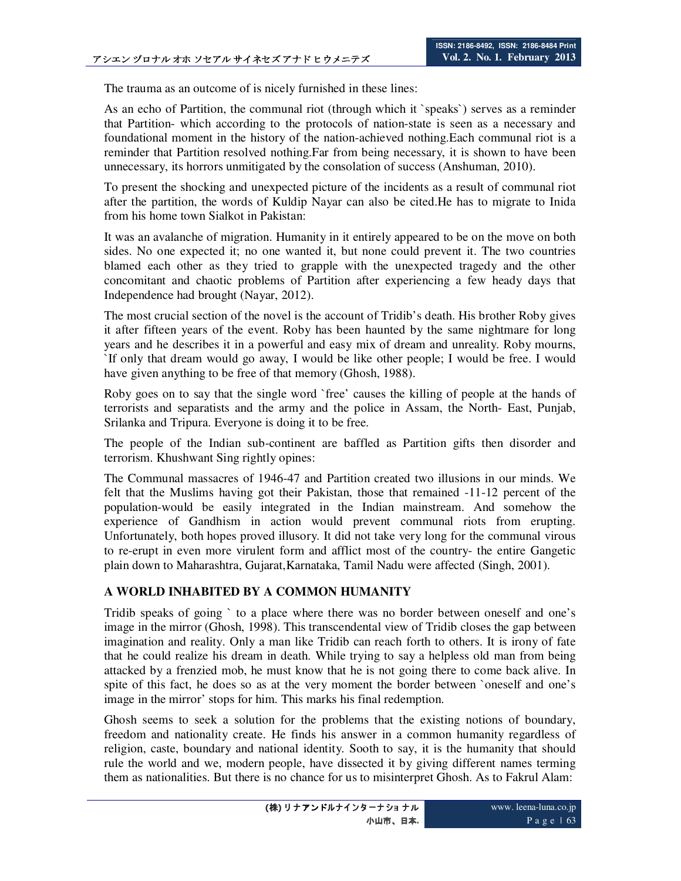The trauma as an outcome of is nicely furnished in these lines:

As an echo of Partition, the communal riot (through which it `speaks`) serves as a reminder that Partition- which according to the protocols of nation-state is seen as a necessary and foundational moment in the history of the nation-achieved nothing.Each communal riot is a reminder that Partition resolved nothing.Far from being necessary, it is shown to have been unnecessary, its horrors unmitigated by the consolation of success (Anshuman, 2010).

To present the shocking and unexpected picture of the incidents as a result of communal riot after the partition, the words of Kuldip Nayar can also be cited.He has to migrate to Inida from his home town Sialkot in Pakistan:

It was an avalanche of migration. Humanity in it entirely appeared to be on the move on both sides. No one expected it; no one wanted it, but none could prevent it. The two countries blamed each other as they tried to grapple with the unexpected tragedy and the other concomitant and chaotic problems of Partition after experiencing a few heady days that Independence had brought (Nayar, 2012).

The most crucial section of the novel is the account of Tridib's death. His brother Roby gives it after fifteen years of the event. Roby has been haunted by the same nightmare for long years and he describes it in a powerful and easy mix of dream and unreality. Roby mourns, `If only that dream would go away, I would be like other people; I would be free. I would have given anything to be free of that memory (Ghosh, 1988).

Roby goes on to say that the single word `free' causes the killing of people at the hands of terrorists and separatists and the army and the police in Assam, the North- East, Punjab, Srilanka and Tripura. Everyone is doing it to be free.

The people of the Indian sub-continent are baffled as Partition gifts then disorder and terrorism. Khushwant Sing rightly opines:

The Communal massacres of 1946-47 and Partition created two illusions in our minds. We felt that the Muslims having got their Pakistan, those that remained -11-12 percent of the population-would be easily integrated in the Indian mainstream. And somehow the experience of Gandhism in action would prevent communal riots from erupting. Unfortunately, both hopes proved illusory. It did not take very long for the communal virous to re-erupt in even more virulent form and afflict most of the country- the entire Gangetic plain down to Maharashtra, Gujarat,Karnataka, Tamil Nadu were affected (Singh, 2001).

## A WORLD INHABITED BY A COMMON HUMANITY

Tridib speaks of going ` to a place where there was no border between oneself and one's image in the mirror (Ghosh, 1998). This transcendental view of Tridib closes the gap between imagination and reality. Only a man like Tridib can reach forth to others. It is irony of fate that he could realize his dream in death. While trying to say a helpless old man from being attacked by a frenzied mob, he must know that he is not going there to come back alive. In spite of this fact, he does so as at the very moment the border between `oneself and one's image in the mirror' stops for him. This marks his final redemption.

Ghosh seems to seek a solution for the problems that the existing notions of boundary, freedom and nationality create. He finds his answer in a common humanity regardless of religion, caste, boundary and national identity. Sooth to say, it is the humanity that should rule the world and we, modern people, have dissected it by giving different names terming them as nationalities. But there is no chance for us to misinterpret Ghosh. As to Fakrul Alam: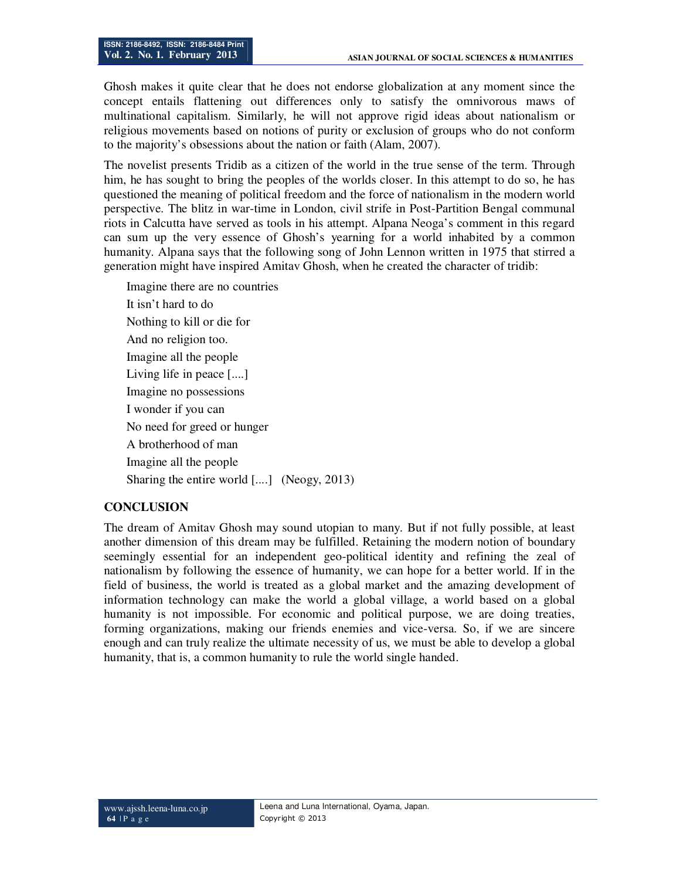Ghosh makes it quite clear that he does not endorse globalization at any moment since the concept entails flattening out differences only to satisfy the omnivorous maws of multinational capitalism. Similarly, he will not approve rigid ideas about nationalism or religious movements based on notions of purity or exclusion of groups who do not conform to the majority's obsessions about the nation or faith (Alam, 2007).

The novelist presents Tridib as a citizen of the world in the true sense of the term. Through him, he has sought to bring the peoples of the worlds closer. In this attempt to do so, he has questioned the meaning of political freedom and the force of nationalism in the modern world perspective. The blitz in war-time in London, civil strife in Post-Partition Bengal communal riots in Calcutta have served as tools in his attempt. Alpana Neoga's comment in this regard can sum up the very essence of Ghosh's yearning for a world inhabited by a common humanity. Alpana says that the following song of John Lennon written in 1975 that stirred a generation might have inspired Amitav Ghosh, when he created the character of tridib:

> Imagine there are no countries
> It isn't hard to do
> Nothing to kill or die for
> And no religion too.
> Imagine all the people
> Living life in peace [....]
> Imagine no possessions
> I wonder if you can
> No need for greed or hunger
> A brotherhood of man
> Imagine all the people
> Sharing the entire world [....] (Neogy, 2013)

## CONCLUSION

The dream of Amitav Ghosh may sound utopian to many. But if not fully possible, at least another dimension of this dream may be fulfilled. Retaining the modern notion of boundary seemingly essential for an independent geo-political identity and refining the zeal of nationalism by following the essence of humanity, we can hope for a better world. If in the field of business, the world is treated as a global market and the amazing development of information technology can make the world a global village, a world based on a global humanity is not impossible. For economic and political purpose, we are doing treaties, forming organizations, making our friends enemies and vice-versa. So, if we are sincere enough and can truly realize the ultimate necessity of us, we must be able to develop a global humanity, that is, a common humanity to rule the world single handed.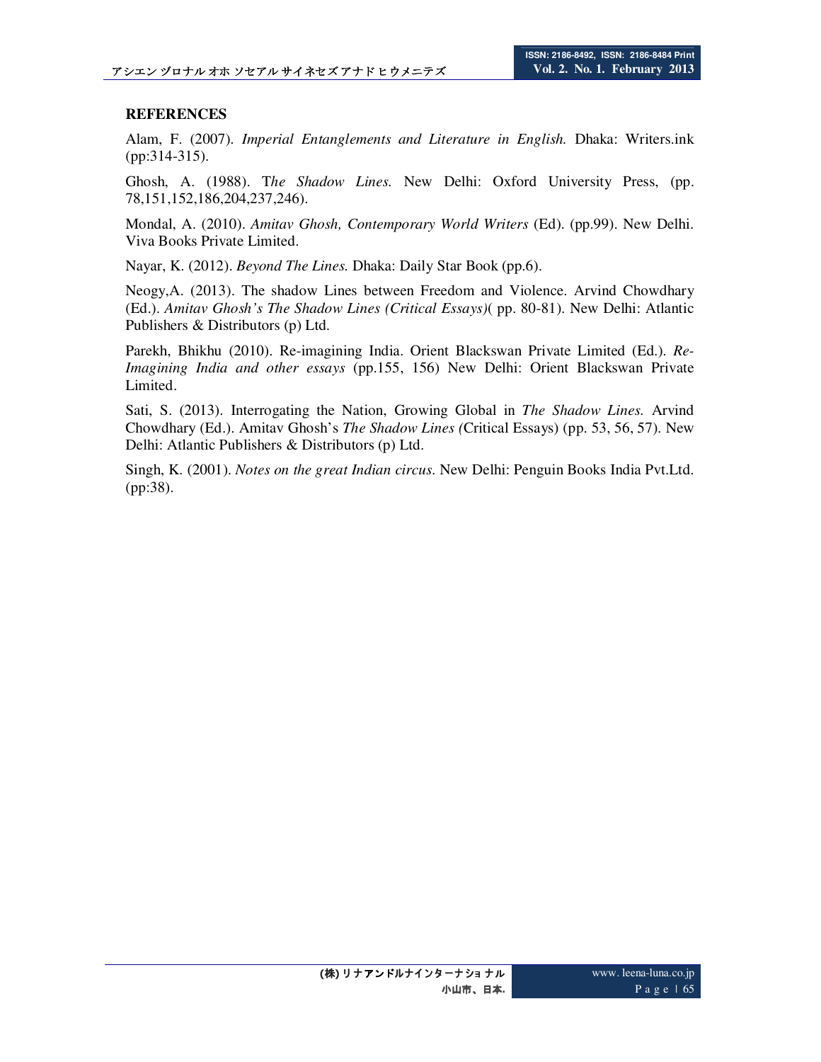## REFERENCES

Alam, F. (2007). *Imperial Entanglements and Literature in English.* Dhaka: Writers.ink (pp:314-315).

Ghosh, A. (1988). T*he Shadow Lines.* New Delhi: Oxford University Press, (pp. 78,151,152,186,204,237,246).

Mondal, A. (2010). *Amitav Ghosh, Contemporary World Writers* (Ed). (pp.99). New Delhi. Viva Books Private Limited.

Nayar, K. (2012). *Beyond The Lines.* Dhaka: Daily Star Book (pp.6).

Neogy,A. (2013). The shadow Lines between Freedom and Violence. Arvind Chowdhary (Ed.). *Amitav Ghosh's The Shadow Lines (Critical Essays)*( pp. 80-81). New Delhi: Atlantic Publishers & Distributors (p) Ltd.

Parekh, Bhikhu (2010). Re-imagining India. Orient Blackswan Private Limited (Ed.). *Re-Imagining India and other essays* (pp.155, 156) New Delhi: Orient Blackswan Private Limited.

Sati, S. (2013). Interrogating the Nation, Growing Global in *The Shadow Lines.* Arvind Chowdhary (Ed.). Amitav Ghosh's *The Shadow Lines (*Critical Essays) (pp. 53, 56, 57). New Delhi: Atlantic Publishers & Distributors (p) Ltd.

Singh, K. (2001). *Notes on the great Indian circus.* New Delhi: Penguin Books India Pvt.Ltd. (pp:38).